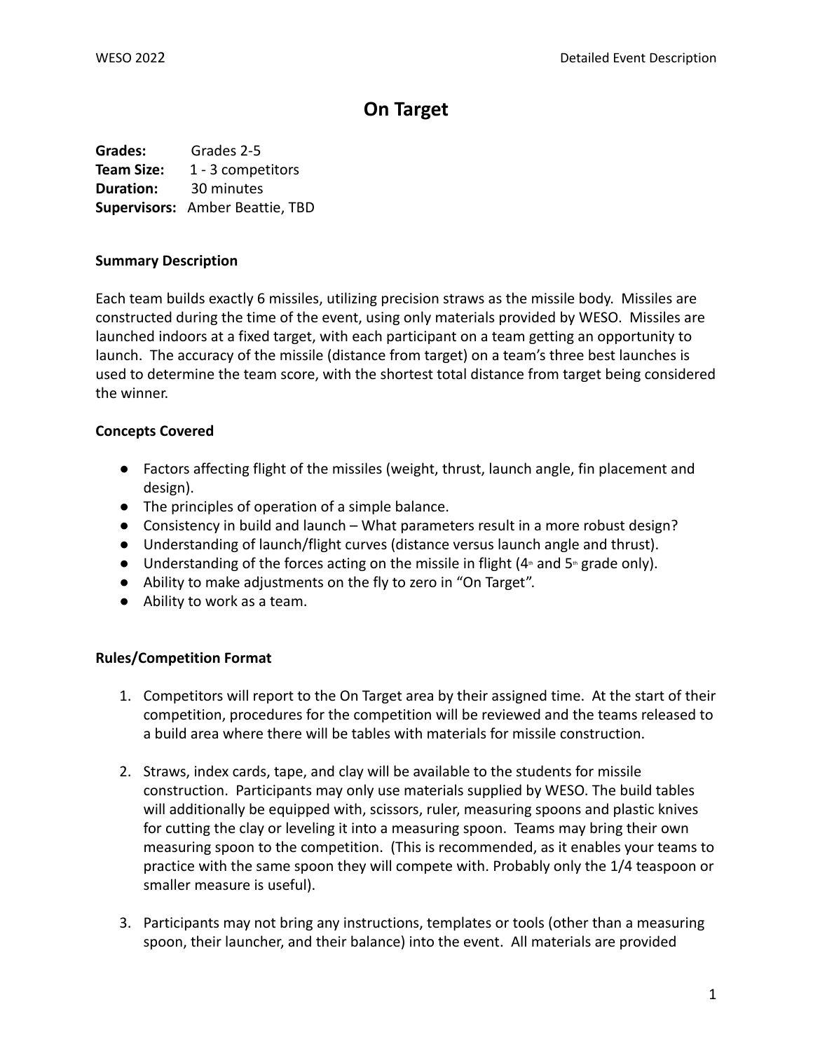# On Target

**Grades:** Grades 2-5
**Team Size:** 1 - 3 competitors
**Duration:** 30 minutes
**Supervisors:** Amber Beattie, TBD

**Summary Description**

Each team builds exactly 6 missiles, utilizing precision straws as the missile body. Missiles are constructed during the time of the event, using only materials provided by WESO. Missiles are launched indoors at a fixed target, with each participant on a team getting an opportunity to launch. The accuracy of the missile (distance from target) on a team's three best launches is used to determine the team score, with the shortest total distance from target being considered the winner.

**Concepts Covered**

- Factors affecting flight of the missiles (weight, thrust, launch angle, fin placement and design).
- The principles of operation of a simple balance.
- Consistency in build and launch – What parameters result in a more robust design?
- Understanding of launch/flight curves (distance versus launch angle and thrust).
- Understanding of the forces acting on the missile in flight (4th and 5th grade only).
- Ability to make adjustments on the fly to zero in "On Target".
- Ability to work as a team.

**Rules/Competition Format**

1. Competitors will report to the On Target area by their assigned time. At the start of their competition, procedures for the competition will be reviewed and the teams released to a build area where there will be tables with materials for missile construction.

2. Straws, index cards, tape, and clay will be available to the students for missile construction. Participants may only use materials supplied by WESO. The build tables will additionally be equipped with, scissors, ruler, measuring spoons and plastic knives for cutting the clay or leveling it into a measuring spoon. Teams may bring their own measuring spoon to the competition. (This is recommended, as it enables your teams to practice with the same spoon they will compete with. Probably only the 1/4 teaspoon or smaller measure is useful).

3. Participants may not bring any instructions, templates or tools (other than a measuring spoon, their launcher, and their balance) into the event. All materials are provided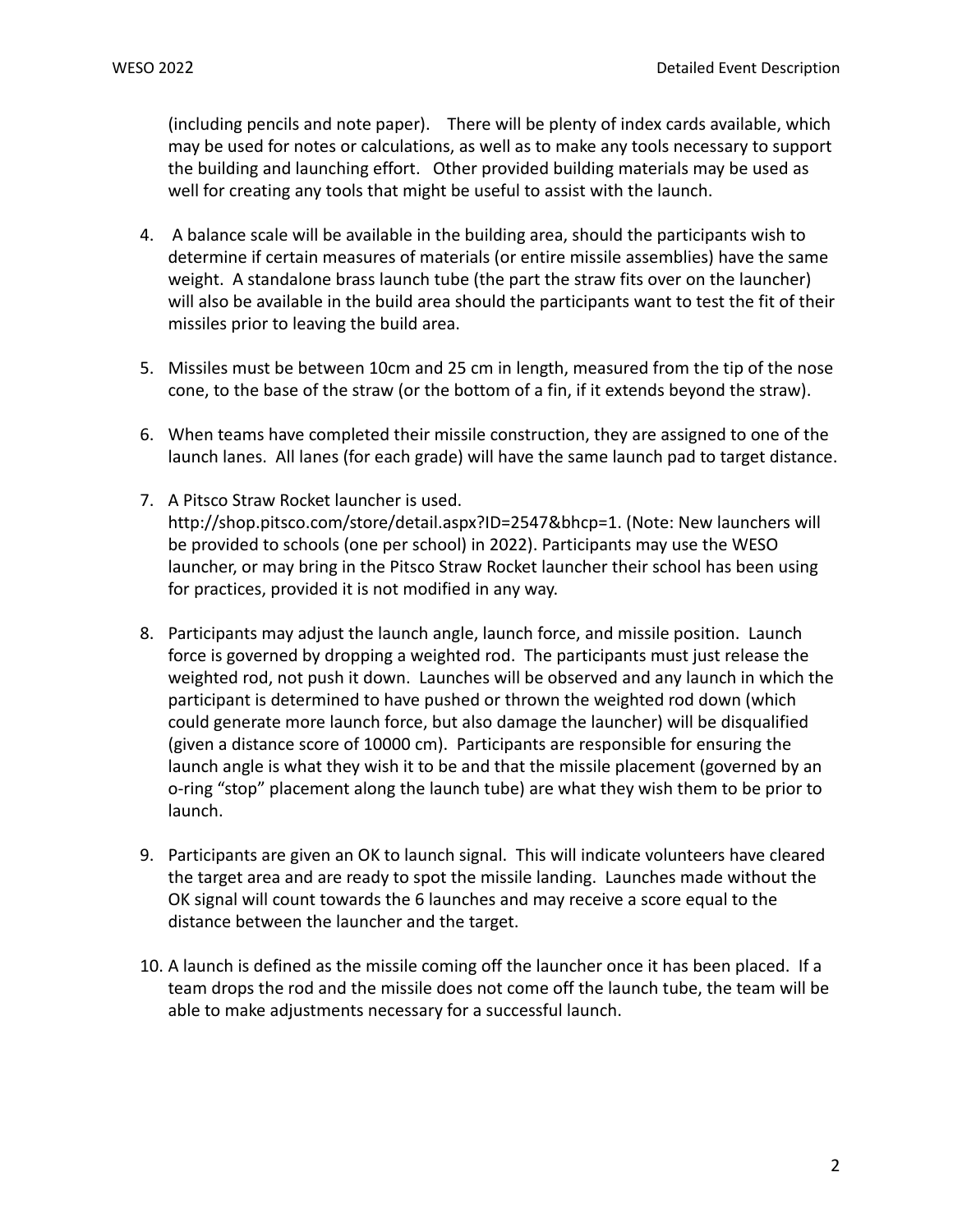(including pencils and note paper). There will be plenty of index cards available, which may be used for notes or calculations, as well as to make any tools necessary to support the building and launching effort. Other provided building materials may be used as well for creating any tools that might be useful to assist with the launch.

4. A balance scale will be available in the building area, should the participants wish to determine if certain measures of materials (or entire missile assemblies) have the same weight. A standalone brass launch tube (the part the straw fits over on the launcher) will also be available in the build area should the participants want to test the fit of their missiles prior to leaving the build area.

5. Missiles must be between 10cm and 25 cm in length, measured from the tip of the nose cone, to the base of the straw (or the bottom of a fin, if it extends beyond the straw).

6. When teams have completed their missile construction, they are assigned to one of the launch lanes. All lanes (for each grade) will have the same launch pad to target distance.

7. A Pitsco Straw Rocket launcher is used. http://shop.pitsco.com/store/detail.aspx?ID=2547&bhcp=1. (Note: New launchers will be provided to schools (one per school) in 2022). Participants may use the WESO launcher, or may bring in the Pitsco Straw Rocket launcher their school has been using for practices, provided it is not modified in any way.

8. Participants may adjust the launch angle, launch force, and missile position. Launch force is governed by dropping a weighted rod. The participants must just release the weighted rod, not push it down. Launches will be observed and any launch in which the participant is determined to have pushed or thrown the weighted rod down (which could generate more launch force, but also damage the launcher) will be disqualified (given a distance score of 10000 cm). Participants are responsible for ensuring the launch angle is what they wish it to be and that the missile placement (governed by an o-ring "stop" placement along the launch tube) are what they wish them to be prior to launch.

9. Participants are given an OK to launch signal. This will indicate volunteers have cleared the target area and are ready to spot the missile landing. Launches made without the OK signal will count towards the 6 launches and may receive a score equal to the distance between the launcher and the target.

10. A launch is defined as the missile coming off the launcher once it has been placed. If a team drops the rod and the missile does not come off the launch tube, the team will be able to make adjustments necessary for a successful launch.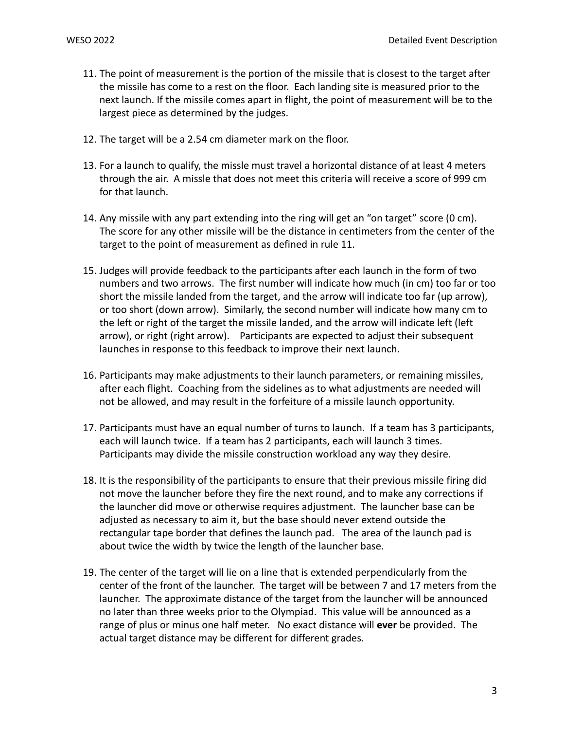11. The point of measurement is the portion of the missile that is closest to the target after the missile has come to a rest on the floor. Each landing site is measured prior to the next launch. If the missile comes apart in flight, the point of measurement will be to the largest piece as determined by the judges.

12. The target will be a 2.54 cm diameter mark on the floor.

13. For a launch to qualify, the missle must travel a horizontal distance of at least 4 meters through the air. A missle that does not meet this criteria will receive a score of 999 cm for that launch.

14. Any missile with any part extending into the ring will get an "on target" score (0 cm). The score for any other missile will be the distance in centimeters from the center of the target to the point of measurement as defined in rule 11.

15. Judges will provide feedback to the participants after each launch in the form of two numbers and two arrows. The first number will indicate how much (in cm) too far or too short the missile landed from the target, and the arrow will indicate too far (up arrow), or too short (down arrow). Similarly, the second number will indicate how many cm to the left or right of the target the missile landed, and the arrow will indicate left (left arrow), or right (right arrow). Participants are expected to adjust their subsequent launches in response to this feedback to improve their next launch.

16. Participants may make adjustments to their launch parameters, or remaining missiles, after each flight. Coaching from the sidelines as to what adjustments are needed will not be allowed, and may result in the forfeiture of a missile launch opportunity.

17. Participants must have an equal number of turns to launch. If a team has 3 participants, each will launch twice. If a team has 2 participants, each will launch 3 times. Participants may divide the missile construction workload any way they desire.

18. It is the responsibility of the participants to ensure that their previous missile firing did not move the launcher before they fire the next round, and to make any corrections if the launcher did move or otherwise requires adjustment. The launcher base can be adjusted as necessary to aim it, but the base should never extend outside the rectangular tape border that defines the launch pad. The area of the launch pad is about twice the width by twice the length of the launcher base.

19. The center of the target will lie on a line that is extended perpendicularly from the center of the front of the launcher. The target will be between 7 and 17 meters from the launcher. The approximate distance of the target from the launcher will be announced no later than three weeks prior to the Olympiad. This value will be announced as a range of plus or minus one half meter. No exact distance will **ever** be provided. The actual target distance may be different for different grades.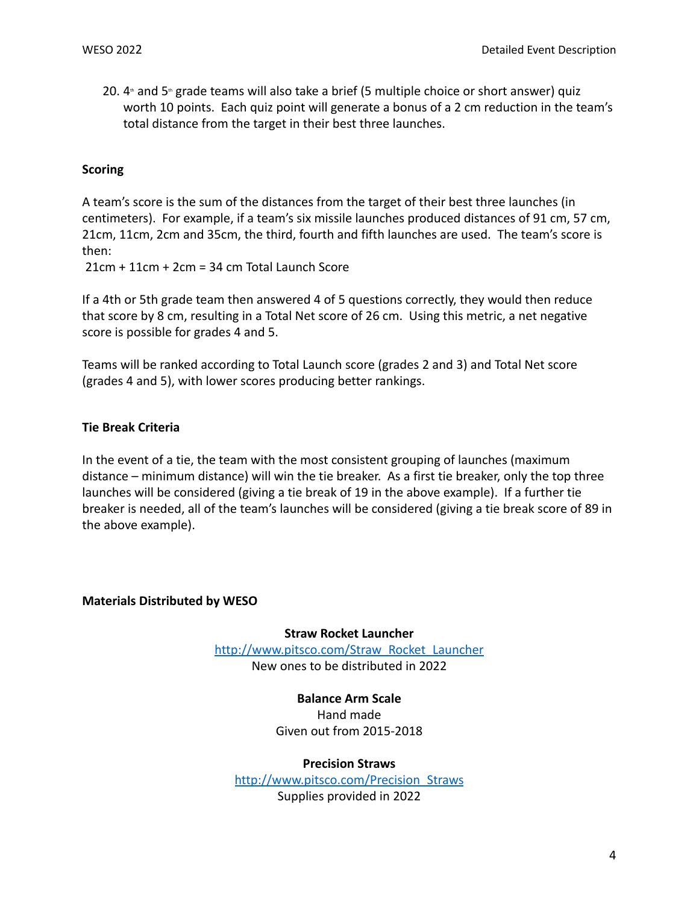20. 4th and 5th grade teams will also take a brief (5 multiple choice or short answer) quiz worth 10 points. Each quiz point will generate a bonus of a 2 cm reduction in the team's total distance from the target in their best three launches.

**Scoring**

A team's score is the sum of the distances from the target of their best three launches (in centimeters). For example, if a team's six missile launches produced distances of 91 cm, 57 cm, 21cm, 11cm, 2cm and 35cm, the third, fourth and fifth launches are used. The team's score is then:

21cm + 11cm + 2cm = 34 cm Total Launch Score

If a 4th or 5th grade team then answered 4 of 5 questions correctly, they would then reduce that score by 8 cm, resulting in a Total Net score of 26 cm. Using this metric, a net negative score is possible for grades 4 and 5.

Teams will be ranked according to Total Launch score (grades 2 and 3) and Total Net score (grades 4 and 5), with lower scores producing better rankings.

**Tie Break Criteria**

In the event of a tie, the team with the most consistent grouping of launches (maximum distance – minimum distance) will win the tie breaker. As a first tie breaker, only the top three launches will be considered (giving a tie break of 19 in the above example). If a further tie breaker is needed, all of the team's launches will be considered (giving a tie break score of 89 in the above example).

**Materials Distributed by WESO**

**Straw Rocket Launcher**
[http://www.pitsco.com/Straw_Rocket_Launcher](http://www.pitsco.com/Straw_Rocket_Launcher)
New ones to be distributed in 2022

**Balance Arm Scale**
Hand made
Given out from 2015-2018

**Precision Straws**
[http://www.pitsco.com/Precision_Straws](http://www.pitsco.com/Precision_Straws)
Supplies provided in 2022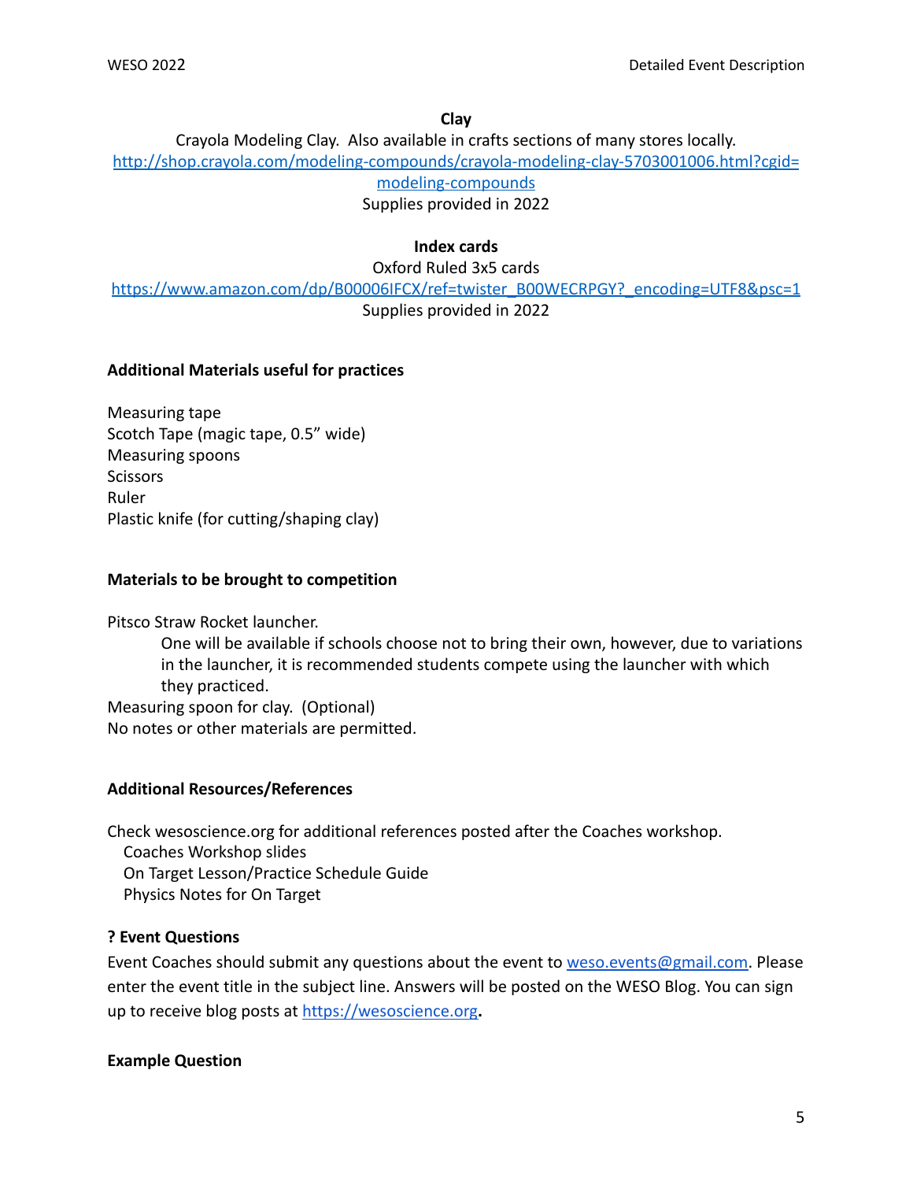**Clay**

Crayola Modeling Clay. Also available in crafts sections of many stores locally.
[http://shop.crayola.com/modeling-compounds/crayola-modeling-clay-5703001006.html?cgid=modeling-compounds](http://shop.crayola.com/modeling-compounds/crayola-modeling-clay-5703001006.html?cgid=modeling-compounds)
Supplies provided in 2022

**Index cards**

Oxford Ruled 3x5 cards
[https://www.amazon.com/dp/B00006IFCX/ref=twister_B00WECRPGY?_encoding=UTF8&psc=1](https://www.amazon.com/dp/B00006IFCX/ref=twister_B00WECRPGY?_encoding=UTF8&psc=1)
Supplies provided in 2022

### Additional Materials useful for practices

Measuring tape
Scotch Tape (magic tape, 0.5" wide)
Measuring spoons
Scissors
Ruler
Plastic knife (for cutting/shaping clay)

### Materials to be brought to competition

Pitsco Straw Rocket launcher.

> One will be available if schools choose not to bring their own, however, due to variations in the launcher, it is recommended students compete using the launcher with which they practiced.

Measuring spoon for clay. (Optional)
No notes or other materials are permitted.

### Additional Resources/References

Check wesoscience.org for additional references posted after the Coaches workshop.

- Coaches Workshop slides
- On Target Lesson/Practice Schedule Guide
- Physics Notes for On Target

### ? Event Questions

Event Coaches should submit any questions about the event to [weso.events@gmail.com](mailto:weso.events@gmail.com). Please enter the event title in the subject line. Answers will be posted on the WESO Blog. You can sign up to receive blog posts at [https://wesoscience.org](https://wesoscience.org).

### Example Question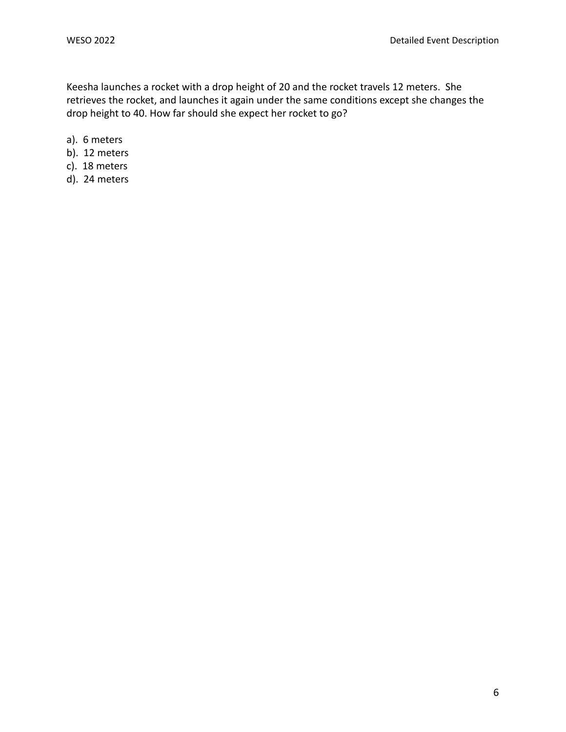Keesha launches a rocket with a drop height of 20 and the rocket travels 12 meters. She retrieves the rocket, and launches it again under the same conditions except she changes the drop height to 40. How far should she expect her rocket to go?

a). 6 meters
b). 12 meters
c). 18 meters
d). 24 meters